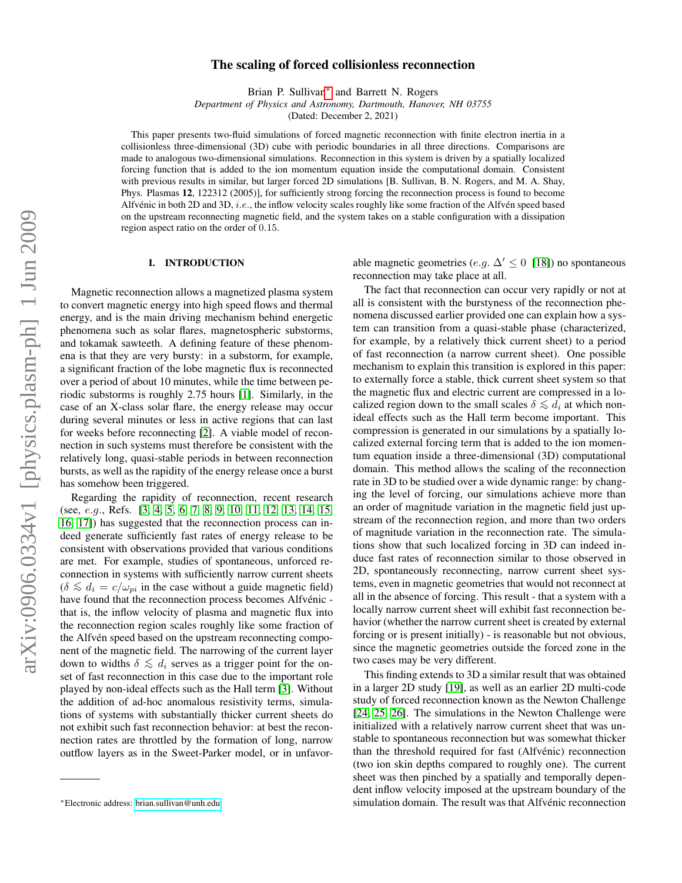# The scaling of forced collisionless reconnection

Brian P. Sullivan[*] and Barrett N. Rogers

*Department of Physics and Astronomy, Dartmouth, Hanover, NH 03755*

(Dated: December 2, 2021)

This paper presents two-fluid simulations of forced magnetic reconnection with finite electron inertia in a collisionless three-dimensional (3D) cube with periodic boundaries in all three directions. Comparisons are made to analogous two-dimensional simulations. Reconnection in this system is driven by a spatially localized forcing function that is added to the ion momentum equation inside the computational domain. Consistent with previous results in similar, but larger forced 2D simulations [B. Sullivan, B. N. Rogers, and M. A. Shay, Phys. Plasmas **12**, 122312 (2005)], for sufficiently strong forcing the reconnection process is found to become Alfvénic in both 2D and 3D, *i.e.*, the inflow velocity scales roughly like some fraction of the Alfvén speed based on the upstream reconnecting magnetic field, and the system takes on a stable configuration with a dissipation region aspect ratio on the order of 0.15.

## I. INTRODUCTION

Magnetic reconnection allows a magnetized plasma system to convert magnetic energy into high speed flows and thermal energy, and is the main driving mechanism behind energetic phenomena such as solar flares, magnetospheric substorms, and tokamak sawteeth. A defining feature of these phenomena is that they are very bursty: in a substorm, for example, a significant fraction of the lobe magnetic flux is reconnected over a period of about 10 minutes, while the time between periodic substorms is roughly 2.75 hours [1]. Similarly, in the case of an X-class solar flare, the energy release may occur during several minutes or less in active regions that can last for weeks before reconnecting [2]. A viable model of reconnection in such systems must therefore be consistent with the relatively long, quasi-stable periods in between reconnection bursts, as well as the rapidity of the energy release once a burst has somehow been triggered.

Regarding the rapidity of reconnection, recent research (see, *e.g.*, Refs. [3, 4, 5, 6, 7, 8, 9, 10, 11, 12, 13, 14, 15, 16, 17]) has suggested that the reconnection process can indeed generate sufficiently fast rates of energy release to be consistent with observations provided that various conditions are met. For example, studies of spontaneous, unforced reconnection in systems with sufficiently narrow current sheets ($\delta \lesssim d_i = c/\omega_{pi}$ in the case without a guide magnetic field) have found that the reconnection process becomes Alfvénic - that is, the inflow velocity of plasma and magnetic flux into the reconnection region scales roughly like some fraction of the Alfvén speed based on the upstream reconnecting component of the magnetic field. The narrowing of the current layer down to widths $\delta \lesssim d_i$ serves as a trigger point for the onset of fast reconnection in this case due to the important role played by non-ideal effects such as the Hall term [3]. Without the addition of ad-hoc anomalous resistivity terms, simulations of systems with substantially thicker current sheets do not exhibit such fast reconnection behavior: at best the reconnection rates are throttled by the formation of long, narrow outflow layers as in the Sweet-Parker model, or in unfavorable magnetic geometries (*e.g.* $\Delta' \leq 0$ [18]) no spontaneous reconnection may take place at all.

The fact that reconnection can occur very rapidly or not at all is consistent with the burstyness of the reconnection phenomena discussed earlier provided one can explain how a system can transition from a quasi-stable phase (characterized, for example, by a relatively thick current sheet) to a period of fast reconnection (a narrow current sheet). One possible mechanism to explain this transition is explored in this paper: to externally force a stable, thick current sheet system so that the magnetic flux and electric current are compressed in a localized region down to the small scales $\delta \lesssim d_i$ at which nonideal effects such as the Hall term become important. This compression is generated in our simulations by a spatially localized external forcing term that is added to the ion momentum equation inside a three-dimensional (3D) computational domain. This method allows the scaling of the reconnection rate in 3D to be studied over a wide dynamic range: by changing the level of forcing, our simulations achieve more than an order of magnitude variation in the magnetic field just upstream of the reconnection region, and more than two orders of magnitude variation in the reconnection rate. The simulations show that such localized forcing in 3D can indeed induce fast rates of reconnection similar to those observed in 2D, spontaneously reconnecting, narrow current sheet systems, even in magnetic geometries that would not reconnect at all in the absence of forcing. This result - that a system with a locally narrow current sheet will exhibit fast reconnection behavior (whether the narrow current sheet is created by external forcing or is present initially) - is reasonable but not obvious, since the magnetic geometries outside the forced zone in the two cases may be very different.

This finding extends to 3D a similar result that was obtained in a larger 2D study [19], as well as an earlier 2D multi-code study of forced reconnection known as the Newton Challenge [24, 25, 26]. The simulations in the Newton Challenge were initialized with a relatively narrow current sheet that was unstable to spontaneous reconnection but was somewhat thicker than the threshold required for fast (Alfvénic) reconnection (two ion skin depths compared to roughly one). The current sheet was then pinched by a spatially and temporally dependent inflow velocity imposed at the upstream boundary of the simulation domain. The result was that Alfvénic reconnection

---

[*]Electronic address: brian.sullivan@unh.edu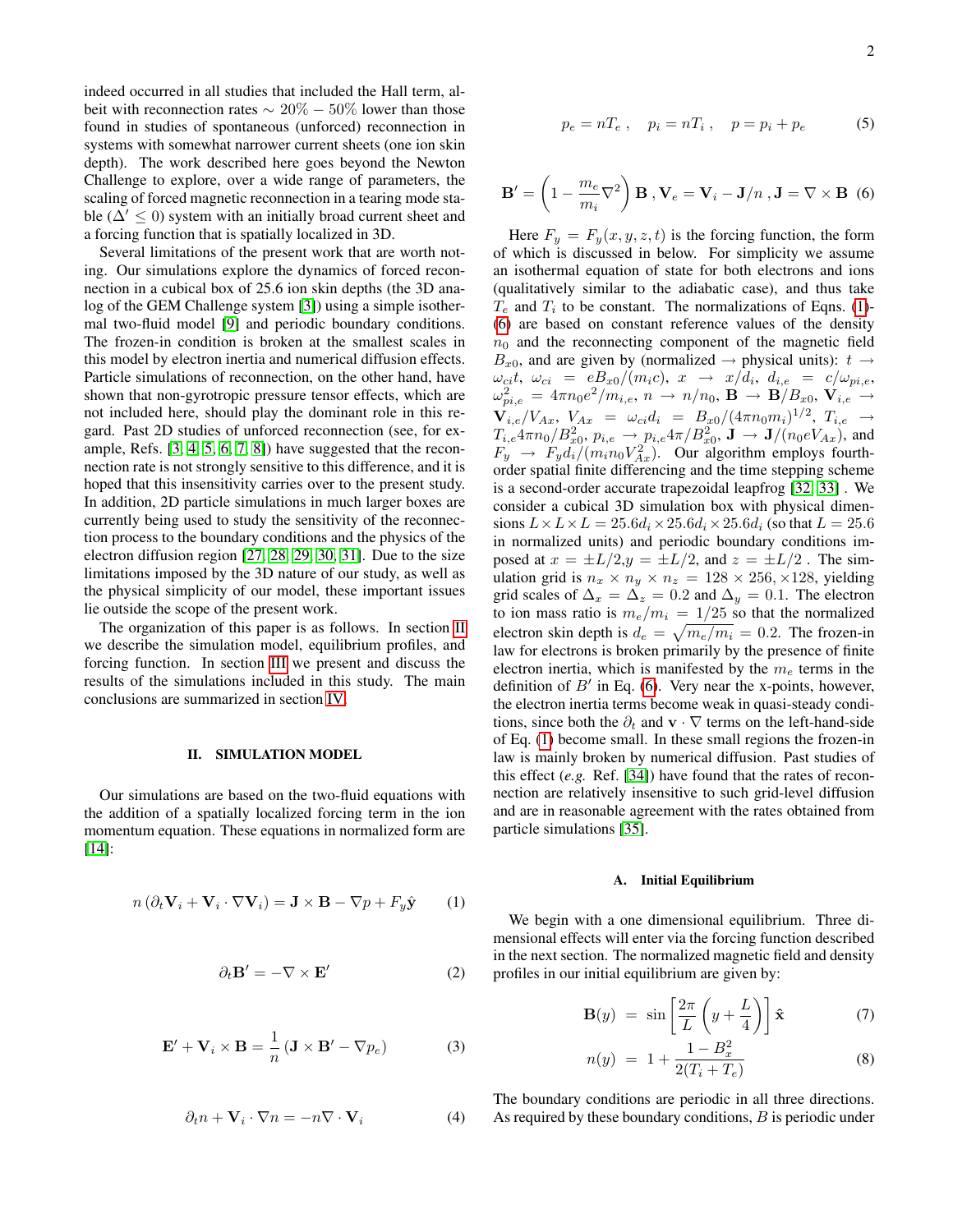indeed occurred in all studies that included the Hall term, albeit with reconnection rates $\sim 20\% - 50\%$ lower than those found in studies of spontaneous (unforced) reconnection in systems with somewhat narrower current sheets (one ion skin depth). The work described here goes beyond the Newton Challenge to explore, over a wide range of parameters, the scaling of forced magnetic reconnection in a tearing mode stable ($\Delta' \leq 0$) system with an initially broad current sheet and a forcing function that is spatially localized in 3D.

Several limitations of the present work that are worth noting. Our simulations explore the dynamics of forced reconnection in a cubical box of 25.6 ion skin depths (the 3D analog of the GEM Challenge system [3]) using a simple isothermal two-fluid model [9] and periodic boundary conditions. The frozen-in condition is broken at the smallest scales in this model by electron inertia and numerical diffusion effects. Particle simulations of reconnection, on the other hand, have shown that non-gyrotropic pressure tensor effects, which are not included here, should play the dominant role in this regard. Past 2D studies of unforced reconnection (see, for example, Refs. [3, 4, 5, 6, 7, 8]) have suggested that the reconnection rate is not strongly sensitive to this difference, and it is hoped that this insensitivity carries over to the present study. In addition, 2D particle simulations in much larger boxes are currently being used to study the sensitivity of the reconnection process to the boundary conditions and the physics of the electron diffusion region [27, 28, 29, 30, 31]. Due to the size limitations imposed by the 3D nature of our study, as well as the physical simplicity of our model, these important issues lie outside the scope of the present work.

The organization of this paper is as follows. In section II we describe the simulation model, equilibrium profiles, and forcing function. In section III we present and discuss the results of the simulations included in this study. The main conclusions are summarized in section IV.

## II. SIMULATION MODEL

Our simulations are based on the two-fluid equations with the addition of a spatially localized forcing term in the ion momentum equation. These equations in normalized form are [14]:

$$n\left(\partial_t \mathbf{V}_i + \mathbf{V}_i \cdot \nabla \mathbf{V}_i\right) = \mathbf{J}\times\mathbf{B} - \nabla p + F_y \hat{\mathbf{y}} \qquad (1)$$

$$\partial_t \mathbf{B}' = -\nabla \times \mathbf{E}' \qquad (2)$$

$$\mathbf{E}' + \mathbf{V}_i \times \mathbf{B} = \frac{1}{n}\left(\mathbf{J}\times\mathbf{B}' - \nabla p_e\right) \qquad (3)$$

$$\partial_t n + \mathbf{V}_i \cdot \nabla n = -n \nabla \cdot \mathbf{V}_i \qquad (4)$$

$$p_e = nT_e\ , \quad p_i = nT_i\ , \quad p = p_i + p_e \qquad (5)$$

$$\mathbf{B}' = \left(1 - \frac{m_e}{m_i}\nabla^2\right)\mathbf{B}\ , \mathbf{V}_e = \mathbf{V}_i - \mathbf{J}/n\ , \mathbf{J} = \nabla\times\mathbf{B} \qquad (6)$$

Here $F_y = F_y(x, y, z, t)$ is the forcing function, the form of which is discussed in below. For simplicity we assume an isothermal equation of state for both electrons and ions (qualitatively similar to the adiabatic case), and thus take $T_e$ and $T_i$ to be constant. The normalizations of Eqns. (1)-(6) are based on constant reference values of the density $n_0$ and the reconnecting component of the magnetic field $B_{x0}$, and are given by (normalized $\rightarrow$ physical units): $t \rightarrow \omega_{ci} t$, $\omega_{ci} = eB_{x0}/(m_i c)$, $x \rightarrow x/d_i$, $d_{i,e} = c/\omega_{pi,e}$, $\omega^2_{pi,e} = 4\pi n_0 e^2/m_{i,e}$, $n \rightarrow n/n_0$, $\mathbf{B} \rightarrow \mathbf{B}/B_{x0}$, $\mathbf{V}_{i,e} \rightarrow \mathbf{V}_{i,e}/V_{Ax}$, $V_{Ax} = \omega_{ci} d_i = B_{x0}/(4\pi n_0 m_i)^{1/2}$, $T_{i,e} \rightarrow T_{i,e} 4\pi n_0/B^2_{x0}$, $p_{i,e} \rightarrow p_{i,e} 4\pi/B^2_{x0}$, $\mathbf{J} \rightarrow \mathbf{J}/(n_0 e V_{Ax})$, and $F_y \rightarrow F_y d_i/(m_i n_0 V^2_{Ax})$. Our algorithm employs fourth-order spatial finite differencing and the time stepping scheme is a second-order accurate trapezoidal leapfrog [32, 33]. We consider a cubical 3D simulation box with physical dimensions $L \times L \times L = 25.6 d_i \times 25.6 d_i \times 25.6 d_i$ (so that $L = 25.6$ in normalized units) and periodic boundary conditions imposed at $x = \pm L/2$, $y = \pm L/2$, and $z = \pm L/2$. The simulation grid is $n_x \times n_y \times n_z = 128 \times 256, \times 128$, yielding grid scales of $\Delta_x = \Delta_z = 0.2$ and $\Delta_y = 0.1$. The electron to ion mass ratio is $m_e/m_i = 1/25$ so that the normalized electron skin depth is $d_e = \sqrt{m_e/m_i} = 0.2$. The frozen-in law for electrons is broken primarily by the presence of finite electron inertia, which is manifested by the $m_e$ terms in the definition of $B'$ in Eq. (6). Very near the x-points, however, the electron inertia terms become weak in quasi-steady conditions, since both the $\partial_t$ and $\mathbf{v}\cdot\nabla$ terms on the left-hand-side of Eq. (1) become small. In these small regions the frozen-in law is mainly broken by numerical diffusion. Past studies of this effect (*e.g.* Ref. [34]) have found that the rates of reconnection are relatively insensitive to such grid-level diffusion and are in reasonable agreement with the rates obtained from particle simulations [35].

### A. Initial Equilibrium

We begin with a one dimensional equilibrium. Three dimensional effects will enter via the forcing function described in the next section. The normalized magnetic field and density profiles in our initial equilibrium are given by:

$$\mathbf{B}(y) = \sin\left[\frac{2\pi}{L}\left(y + \frac{L}{4}\right)\right]\hat{\mathbf{x}} \qquad (7)$$

$$n(y) = 1 + \frac{1 - B_x^2}{2(T_i + T_e)} \qquad (8)$$

The boundary conditions are periodic in all three directions. As required by these boundary conditions, $B$ is periodic under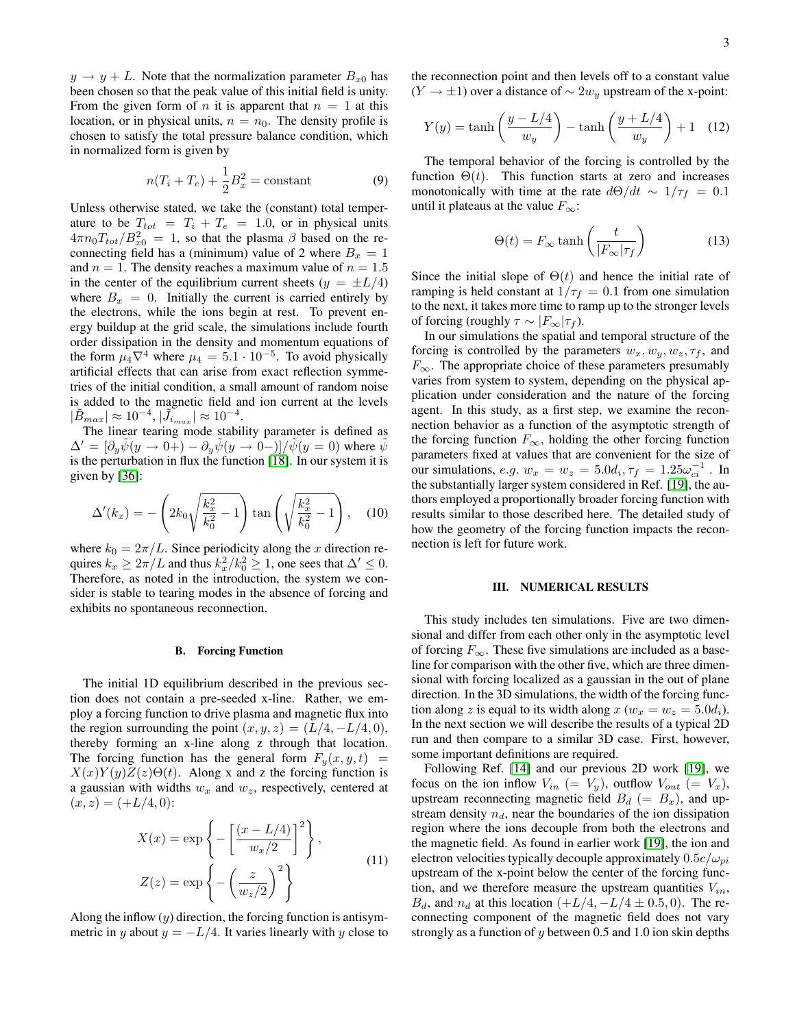$y \to y + L$. Note that the normalization parameter $B_{x0}$ has been chosen so that the peak value of this initial field is unity. From the given form of $n$ it is apparent that $n = 1$ at this location, or in physical units, $n = n_0$. The density profile is chosen to satisfy the total pressure balance condition, which in normalized form is given by

$$n(T_i + T_e) + \frac{1}{2}B_x^2 = \text{constant} \tag{9}$$

Unless otherwise stated, we take the (constant) total temperature to be $T_{tot} = T_i + T_e = 1.0$, or in physical units $4\pi n_0 T_{tot}/B_{x0}^2 = 1$, so that the plasma $\beta$ based on the reconnecting field has a (minimum) value of 2 where $B_x = 1$ and $n = 1$. The density reaches a maximum value of $n = 1.5$ in the center of the equilibrium current sheets ($y = \pm L/4$) where $B_x = 0$. Initially the current is carried entirely by the electrons, while the ions begin at rest. To prevent energy buildup at the grid scale, the simulations include fourth order dissipation in the density and momentum equations of the form $\mu_4 \nabla^4$ where $\mu_4 = 5.1 \cdot 10^{-5}$. To avoid physically artificial effects that can arise from exact reflection symmetries of the initial condition, a small amount of random noise is added to the magnetic field and ion current at the levels $|\tilde{B}_{max}| \approx 10^{-4}$, $|\tilde{J}_{i_{max}}| \approx 10^{-4}$.

The linear tearing mode stability parameter is defined as $\Delta' = [\partial_y \tilde{\psi}(y \to 0+) - \partial_y \tilde{\psi}(y \to 0-)]/\tilde{\psi}(y = 0)$ where $\tilde{\psi}$ is the perturbation in flux the function [18]. In our system it is given by [36]:

$$\Delta'(k_x) = -\left(2k_0\sqrt{\frac{k_x^2}{k_0^2} - 1}\right)\tan\left(\sqrt{\frac{k_x^2}{k_0^2} - 1}\right), \tag{10}$$

where $k_0 = 2\pi/L$. Since periodicity along the $x$ direction requires $k_x \geq 2\pi/L$ and thus $k_x^2/k_0^2 \geq 1$, one sees that $\Delta' \leq 0$. Therefore, as noted in the introduction, the system we consider is stable to tearing modes in the absence of forcing and exhibits no spontaneous reconnection.

### B. Forcing Function

The initial 1D equilibrium described in the previous section does not contain a pre-seeded x-line. Rather, we employ a forcing function to drive plasma and magnetic flux into the region surrounding the point $(x, y, z) = (L/4, -L/4, 0)$, thereby forming an x-line along z through that location. The forcing function has the general form $F_y(x, y, t) = X(x)Y(y)Z(z)\Theta(t)$. Along x and z the forcing function is a gaussian with widths $w_x$ and $w_z$, respectively, centered at $(x, z) = (+L/4, 0)$:

$$X(x) = \exp\left\{-\left[\frac{(x - L/4)}{w_x/2}\right]^2\right\},$$
$$Z(z) = \exp\left\{-\left(\frac{z}{w_z/2}\right)^2\right\} \tag{11}$$

Along the inflow ($y$) direction, the forcing function is antisymmetric in $y$ about $y = -L/4$. It varies linearly with $y$ close to the reconnection point and then levels off to a constant value ($Y \to \pm 1$) over a distance of $\sim 2w_y$ upstream of the x-point:

$$Y(y) = \tanh\left(\frac{y - L/4}{w_y}\right) - \tanh\left(\frac{y + L/4}{w_y}\right) + 1 \tag{12}$$

The temporal behavior of the forcing is controlled by the function $\Theta(t)$. This function starts at zero and increases monotonically with time at the rate $d\Theta/dt \sim 1/\tau_f = 0.1$ until it plateaus at the value $F_\infty$:

$$\Theta(t) = F_\infty \tanh\left(\frac{t}{|F_\infty|\tau_f}\right) \tag{13}$$

Since the initial slope of $\Theta(t)$ and hence the initial rate of ramping is held constant at $1/\tau_f = 0.1$ from one simulation to the next, it takes more time to ramp up to the stronger levels of forcing (roughly $\tau \sim |F_\infty|\tau_f$).

In our simulations the spatial and temporal structure of the forcing is controlled by the parameters $w_x, w_y, w_z, \tau_f$, and $F_\infty$. The appropriate choice of these parameters presumably varies from system to system, depending on the physical application under consideration and the nature of the forcing agent. In this study, as a first step, we examine the reconnection behavior as a function of the asymptotic strength of the forcing function $F_\infty$, holding the other forcing function parameters fixed at values that are convenient for the size of our simulations, *e.g.* $w_x = w_z = 5.0d_i, \tau_f = 1.25\omega_{ci}^{-1}$ . In the substantially larger system considered in Ref. [19], the authors employed a proportionally broader forcing function with results similar to those described here. The detailed study of how the geometry of the forcing function impacts the reconnection is left for future work.

## III. NUMERICAL RESULTS

This study includes ten simulations. Five are two dimensional and differ from each other only in the asymptotic level of forcing $F_\infty$. These five simulations are included as a baseline for comparison with the other five, which are three dimensional with forcing localized as a gaussian in the out of plane direction. In the 3D simulations, the width of the forcing function along $z$ is equal to its width along $x$ ($w_x = w_z = 5.0d_i$). In the next section we will describe the results of a typical 2D run and then compare to a similar 3D case. First, however, some important definitions are required.

Following Ref. [14] and our previous 2D work [19], we focus on the ion inflow $V_{in}$ ($= V_y$), outflow $V_{out}$ ($= V_x$), upstream reconnecting magnetic field $B_d$ ($= B_x$), and upstream density $n_d$, near the boundaries of the ion dissipation region where the ions decouple from both the electrons and the magnetic field. As found in earlier work [19], the ion and electron velocities typically decouple approximately $0.5c/\omega_{pi}$ upstream of the x-point below the center of the forcing function, and we therefore measure the upstream quantities $V_{in}$, $B_d$, and $n_d$ at this location $(+L/4, -L/4 \pm 0.5, 0)$. The reconnecting component of the magnetic field does not vary strongly as a function of $y$ between 0.5 and 1.0 ion skin depths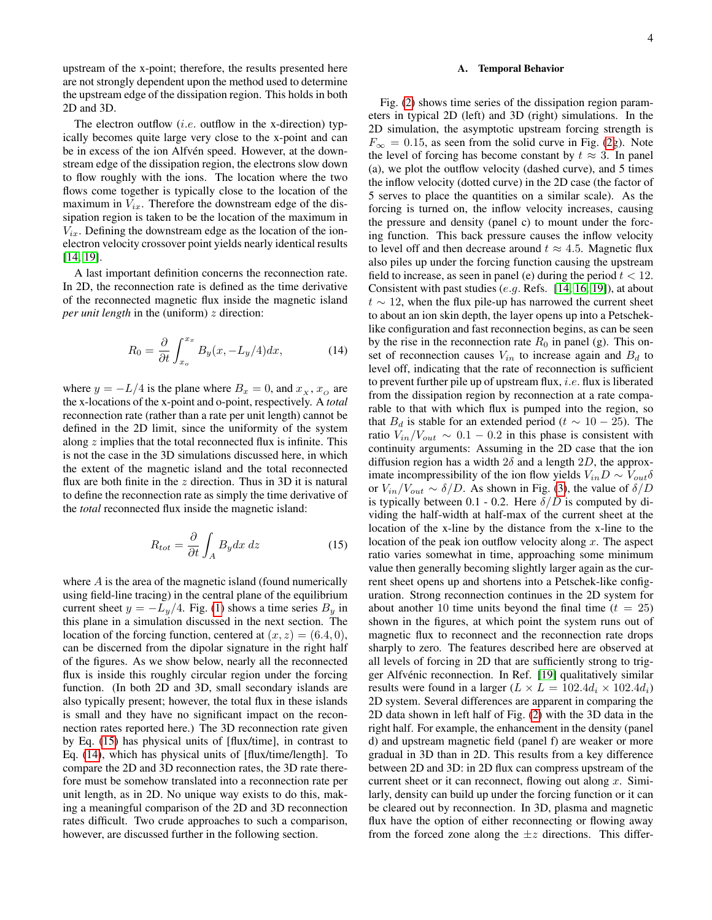upstream of the x-point; therefore, the results presented here are not strongly dependent upon the method used to determine the upstream edge of the dissipation region. This holds in both 2D and 3D.

The electron outflow (*i.e.* outflow in the x-direction) typically becomes quite large very close to the x-point and can be in excess of the ion Alfvén speed. However, at the downstream edge of the dissipation region, the electrons slow down to flow roughly with the ions. The location where the two flows come together is typically close to the location of the maximum in $V_{ix}$. Therefore the downstream edge of the dissipation region is taken to be the location of the maximum in $V_{ix}$. Defining the downstream edge as the location of the ion-electron velocity crossover point yields nearly identical results [14, 19].

A last important definition concerns the reconnection rate. In 2D, the reconnection rate is defined as the time derivative of the reconnected magnetic flux inside the magnetic island *per unit length* in the (uniform) $z$ direction:

$$R_0 = \frac{\partial}{\partial t}\int_{x_o}^{x_x} B_y(x, -L_y/4)dx, \tag{14}$$

where $y = -L/4$ is the plane where $B_x = 0$, and $x_x$, $x_o$ are the x-locations of the x-point and o-point, respectively. A *total* reconnection rate (rather than a rate per unit length) cannot be defined in the 2D limit, since the uniformity of the system along $z$ implies that the total reconnected flux is infinite. This is not the case in the 3D simulations discussed here, in which the extent of the magnetic island and the total reconnected flux are both finite in the $z$ direction. Thus in 3D it is natural to define the reconnection rate as simply the time derivative of the *total* reconnected flux inside the magnetic island:

$$R_{tot} = \frac{\partial}{\partial t}\int_A B_y dx\, dz \tag{15}$$

where $A$ is the area of the magnetic island (found numerically using field-line tracing) in the central plane of the equilibrium current sheet $y = -L_y/4$. Fig. (1) shows a time series $B_y$ in this plane in a simulation discussed in the next section. The location of the forcing function, centered at $(x, z) = (6.4, 0)$, can be discerned from the dipolar signature in the right half of the figures. As we show below, nearly all the reconnected flux is inside this roughly circular region under the forcing function. (In both 2D and 3D, small secondary islands are also typically present; however, the total flux in these islands is small and they have no significant impact on the reconnection rates reported here.) The 3D reconnection rate given by Eq. (15) has physical units of [flux/time], in contrast to Eq. (14), which has physical units of [flux/time/length]. To compare the 2D and 3D reconnection rates, the 3D rate therefore must be somehow translated into a reconnection rate per unit length, as in 2D. No unique way exists to do this, making a meaningful comparison of the 2D and 3D reconnection rates difficult. Two crude approaches to such a comparison, however, are discussed further in the following section.

### A. Temporal Behavior

Fig. (2) shows time series of the dissipation region parameters in typical 2D (left) and 3D (right) simulations. In the 2D simulation, the asymptotic upstream forcing strength is $F_\infty = 0.15$, as seen from the solid curve in Fig. (2g). Note the level of forcing has become constant by $t \approx 3$. In panel (a), we plot the outflow velocity (dashed curve), and 5 times the inflow velocity (dotted curve) in the 2D case (the factor of 5 serves to place the quantities on a similar scale). As the forcing is turned on, the inflow velocity increases, causing the pressure and density (panel c) to mount under the forcing function. This back pressure causes the inflow velocity to level off and then decrease around $t \approx 4.5$. Magnetic flux also piles up under the forcing function causing the upstream field to increase, as seen in panel (e) during the period $t < 12$. Consistent with past studies (*e.g.* Refs. [14, 16, 19]), at about $t \sim 12$, when the flux pile-up has narrowed the current sheet to about an ion skin depth, the layer opens up into a Petschek-like configuration and fast reconnection begins, as can be seen by the rise in the reconnection rate $R_0$ in panel (g). This onset of reconnection causes $V_{in}$ to increase again and $B_d$ to level off, indicating that the rate of reconnection is sufficient to prevent further pile up of upstream flux, *i.e.* flux is liberated from the dissipation region by reconnection at a rate comparable to that with which flux is pumped into the region, so that $B_d$ is stable for an extended period ($t \sim 10 - 25$). The ratio $V_{in}/V_{out} \sim 0.1 - 0.2$ in this phase is consistent with continuity arguments: Assuming in the 2D case that the ion diffusion region has a width $2\delta$ and a length $2D$, the approximate incompressibility of the ion flow yields $V_{in}D \sim V_{out}\delta$ or $V_{in}/V_{out} \sim \delta/D$. As shown in Fig. (3), the value of $\delta/D$ is typically between 0.1 - 0.2. Here $\delta/D$ is computed by dividing the half-width at half-max of the current sheet at the location of the x-line by the distance from the x-line to the location of the peak ion outflow velocity along $x$. The aspect ratio varies somewhat in time, approaching some minimum value then generally becoming slightly larger again as the current sheet opens up and shortens into a Petschek-like configuration. Strong reconnection continues in the 2D system for about another 10 time units beyond the final time ($t = 25$) shown in the figures, at which point the system runs out of magnetic flux to reconnect and the reconnection rate drops sharply to zero. The features described here are observed at all levels of forcing in 2D that are sufficiently strong to trigger Alfvénic reconnection. In Ref. [19] qualitatively similar results were found in a larger ($L \times L = 102.4d_i \times 102.4d_i$) 2D system. Several differences are apparent in comparing the 2D data shown in left half of Fig. (2) with the 3D data in the right half. For example, the enhancement in the density (panel d) and upstream magnetic field (panel f) are weaker or more gradual in 3D than in 2D. This results from a key difference between 2D and 3D: in 2D flux can compress upstream of the current sheet or it can reconnect, flowing out along $x$. Similarly, density can build up under the forcing function or it can be cleared out by reconnection. In 3D, plasma and magnetic flux have the option of either reconnecting or flowing away from the forced zone along the $\pm z$ directions. This differ-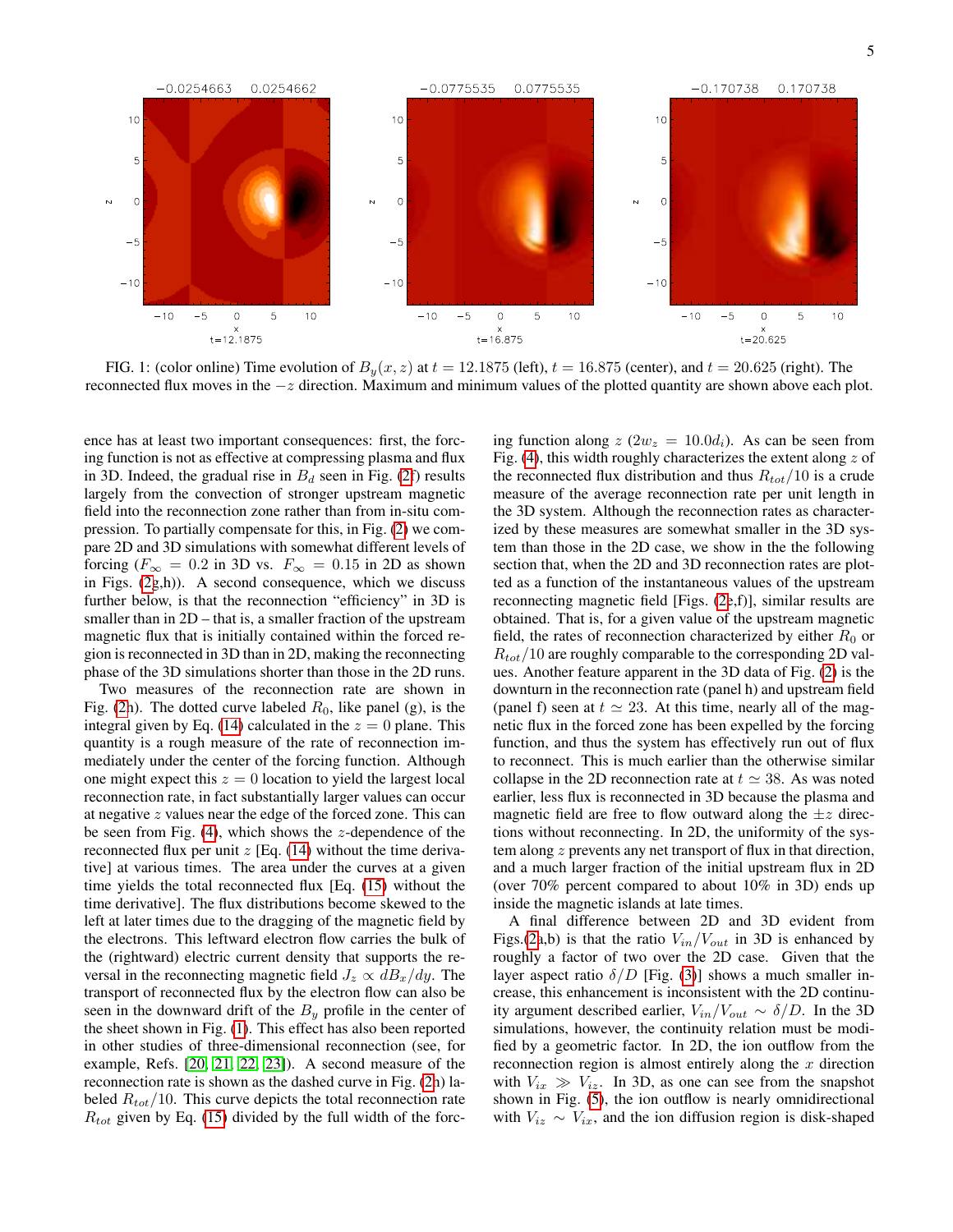FIG. 1: (color online) Time evolution of $B_y(x, z)$ at $t = 12.1875$ (left), $t = 16.875$ (center), and $t = 20.625$ (right). The reconnected flux moves in the $-z$ direction. Maximum and minimum values of the plotted quantity are shown above each plot.

ence has at least two important consequences: first, the forcing function is not as effective at compressing plasma and flux in 3D. Indeed, the gradual rise in $B_d$ seen in Fig. (2f) results largely from the convection of stronger upstream magnetic field into the reconnection zone rather than from in-situ compression. To partially compensate for this, in Fig. (2) we compare 2D and 3D simulations with somewhat different levels of forcing ($F_\infty = 0.2$ in 3D vs. $F_\infty = 0.15$ in 2D as shown in Figs. (2g,h)). A second consequence, which we discuss further below, is that the reconnection "efficiency" in 3D is smaller than in 2D – that is, a smaller fraction of the upstream magnetic flux that is initially contained within the forced region is reconnected in 3D than in 2D, making the reconnecting phase of the 3D simulations shorter than those in the 2D runs.

Two measures of the reconnection rate are shown in Fig. (2h). The dotted curve labeled $R_0$, like panel (g), is the integral given by Eq. (14) calculated in the $z = 0$ plane. This quantity is a rough measure of the rate of reconnection immediately under the center of the forcing function. Although one might expect this $z = 0$ location to yield the largest local reconnection rate, in fact substantially larger values can occur at negative $z$ values near the edge of the forced zone. This can be seen from Fig. (4), which shows the $z$-dependence of the reconnected flux per unit $z$ [Eq. (14) without the time derivative] at various times. The area under the curves at a given time yields the total reconnected flux [Eq. (15) without the time derivative]. The flux distributions become skewed to the left at later times due to the dragging of the magnetic field by the electrons. This leftward electron flow carries the bulk of the (rightward) electric current density that supports the reversal in the reconnecting magnetic field $J_z \propto dB_x/dy$. The transport of reconnected flux by the electron flow can also be seen in the downward drift of the $B_y$ profile in the center of the sheet shown in Fig. (1). This effect has also been reported in other studies of three-dimensional reconnection (see, for example, Refs. [20, 21, 22, 23]). A second measure of the reconnection rate is shown as the dashed curve in Fig. (2h) labeled $R_{tot}/10$. This curve depicts the total reconnection rate $R_{tot}$ given by Eq. (15) divided by the full width of the forcing function along $z$ ($2w_z = 10.0d_i$). As can be seen from Fig. (4), this width roughly characterizes the extent along $z$ of the reconnected flux distribution and thus $R_{tot}/10$ is a crude measure of the average reconnection rate per unit length in the 3D system. Although the reconnection rates as characterized by these measures are somewhat smaller in the 3D system than those in the 2D case, we show in the the following section that, when the 2D and 3D reconnection rates are plotted as a function of the instantaneous values of the upstream reconnecting magnetic field [Figs. (2e,f)], similar results are obtained. That is, for a given value of the upstream magnetic field, the rates of reconnection characterized by either $R_0$ or $R_{tot}/10$ are roughly comparable to the corresponding 2D values. Another feature apparent in the 3D data of Fig. (2) is the downturn in the reconnection rate (panel h) and upstream field (panel f) seen at $t \simeq 23$. At this time, nearly all of the magnetic flux in the forced zone has been expelled by the forcing function, and thus the system has effectively run out of flux to reconnect. This is much earlier than the otherwise similar collapse in the 2D reconnection rate at $t \simeq 38$. As was noted earlier, less flux is reconnected in 3D because the plasma and magnetic field are free to flow outward along the $\pm z$ directions without reconnecting. In 2D, the uniformity of the system along $z$ prevents any net transport of flux in that direction, and a much larger fraction of the initial upstream flux in 2D (over 70% percent compared to about 10% in 3D) ends up inside the magnetic islands at late times.

A final difference between 2D and 3D evident from Figs.(2a,b) is that the ratio $V_{in}/V_{out}$ in 3D is enhanced by roughly a factor of two over the 2D case. Given that the layer aspect ratio $\delta/D$ [Fig. (3)] shows a much smaller increase, this enhancement is inconsistent with the 2D continuity argument described earlier, $V_{in}/V_{out} \sim \delta/D$. In the 3D simulations, however, the continuity relation must be modified by a geometric factor. In 2D, the ion outflow from the reconnection region is almost entirely along the $x$ direction with $V_{ix} \gg V_{iz}$. In 3D, as one can see from the snapshot shown in Fig. (5), the ion outflow is nearly omnidirectional with $V_{iz} \sim V_{ix}$, and the ion diffusion region is disk-shaped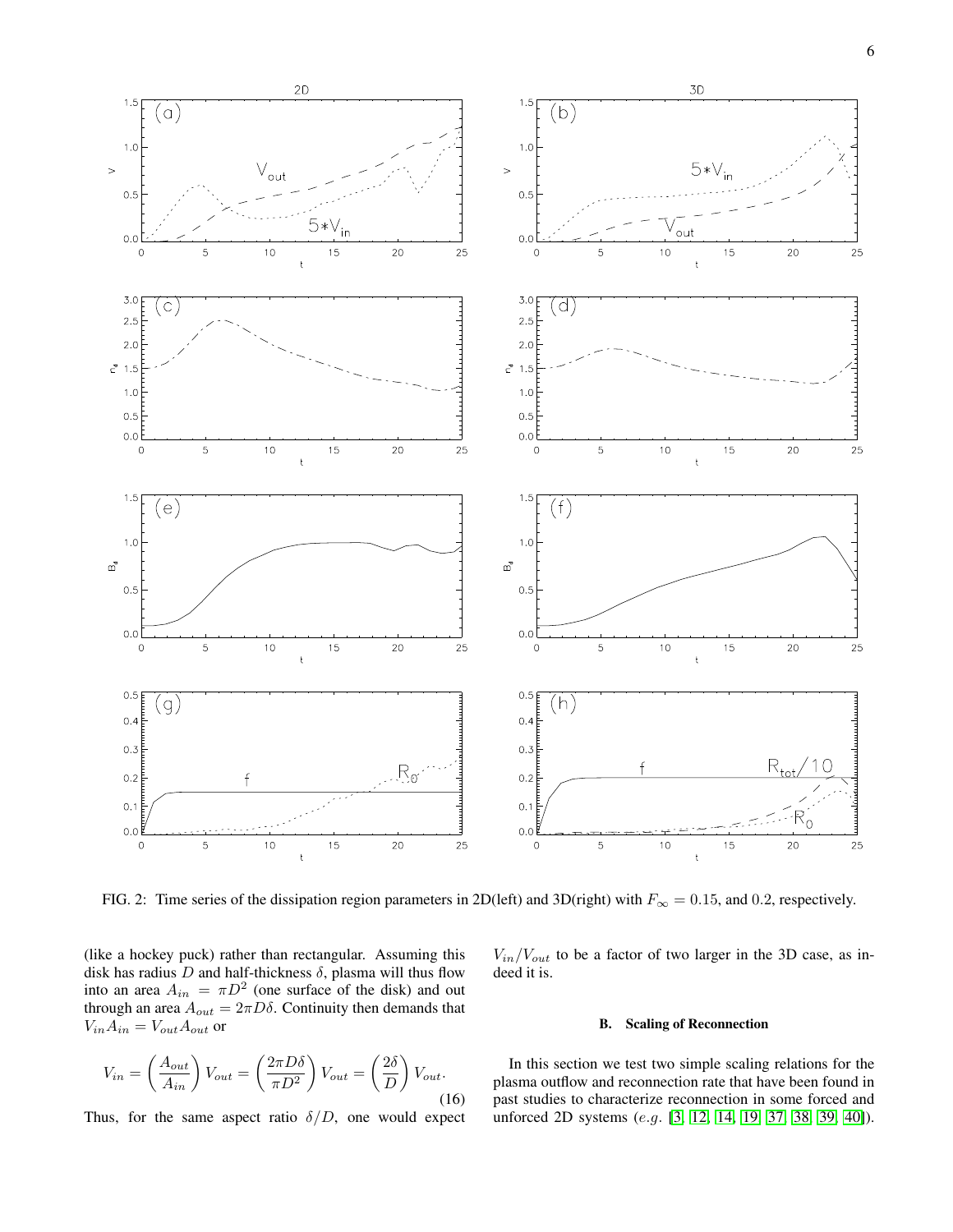FIG. 2: Time series of the dissipation region parameters in 2D(left) and 3D(right) with $F_\infty = 0.15$, and $0.2$, respectively.

(like a hockey puck) rather than rectangular. Assuming this disk has radius $D$ and half-thickness $\delta$, plasma will thus flow into an area $A_{in} = \pi D^2$ (one surface of the disk) and out through an area $A_{out} = 2\pi D\delta$. Continuity then demands that $V_{in}A_{in} = V_{out}A_{out}$ or

$$V_{in} = \left(\frac{A_{out}}{A_{in}}\right) V_{out} = \left(\frac{2\pi D\delta}{\pi D^2}\right) V_{out} = \left(\frac{2\delta}{D}\right) V_{out}. \tag{16}$$

Thus, for the same aspect ratio $\delta/D$, one would expect $V_{in}/V_{out}$ to be a factor of two larger in the 3D case, as indeed it is.

### B. Scaling of Reconnection

In this section we test two simple scaling relations for the plasma outflow and reconnection rate that have been found in past studies to characterize reconnection in some forced and unforced 2D systems (*e.g.* [3, 12, 14, 19, 37, 38, 39, 40]).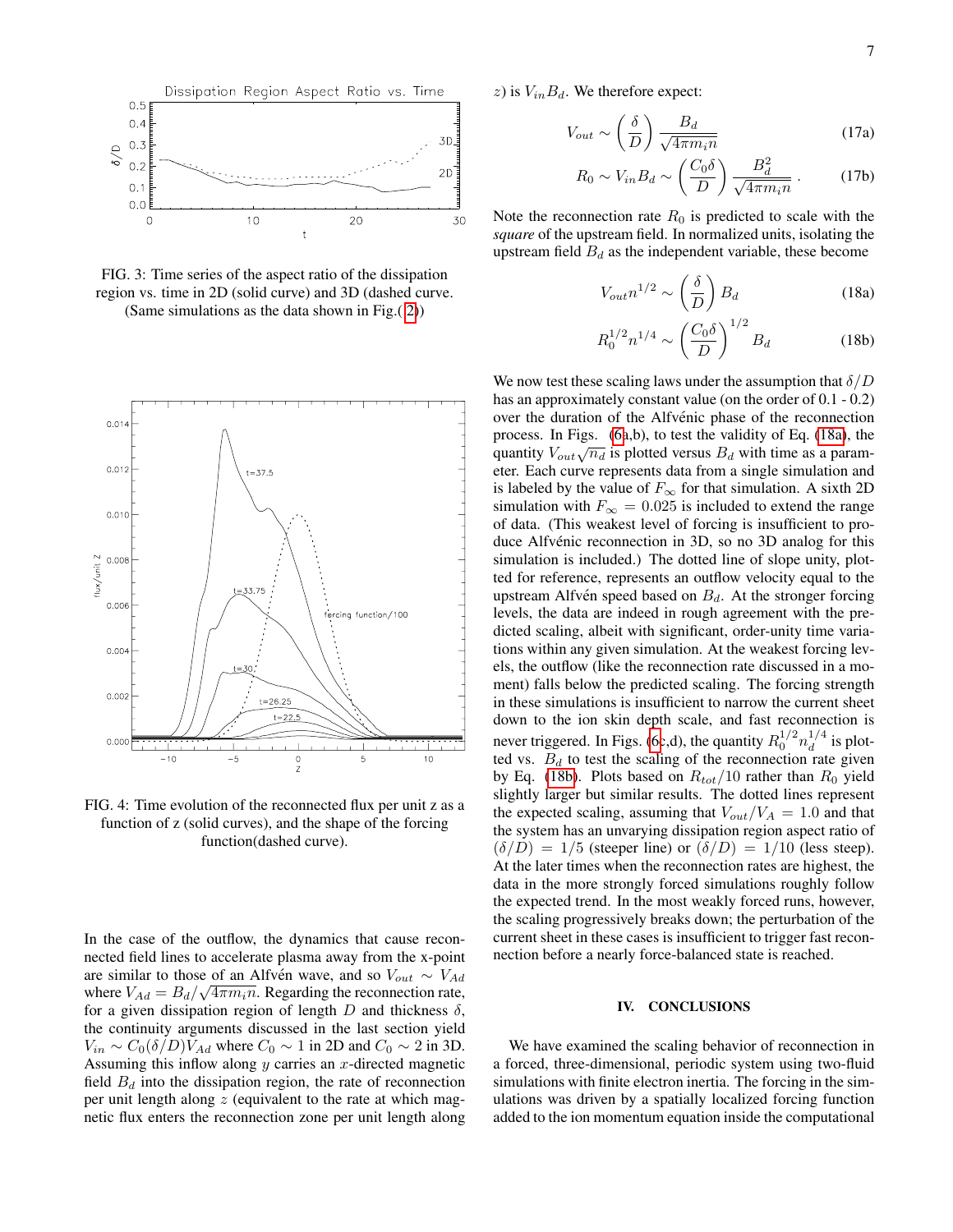FIG. 3: Time series of the aspect ratio of the dissipation region vs. time in 2D (solid curve) and 3D (dashed curve. (Same simulations as the data shown in Fig.(2))

FIG. 4: Time evolution of the reconnected flux per unit z as a function of z (solid curves), and the shape of the forcing function(dashed curve).

In the case of the outflow, the dynamics that cause reconnected field lines to accelerate plasma away from the x-point are similar to those of an Alfvén wave, and so $V_{out} \sim V_{Ad}$ where $V_{Ad} = B_d/\sqrt{4\pi m_i n}$. Regarding the reconnection rate, for a given dissipation region of length $D$ and thickness $\delta$, the continuity arguments discussed in the last section yield $V_{in} \sim C_0(\delta/D)V_{Ad}$ where $C_0 \sim 1$ in 2D and $C_0 \sim 2$ in 3D. Assuming this inflow along $y$ carries an $x$-directed magnetic field $B_d$ into the dissipation region, the rate of reconnection per unit length along $z$ (equivalent to the rate at which magnetic flux enters the reconnection zone per unit length along $z$) is $V_{in}B_d$. We therefore expect:

$$V_{out} \sim \left(\frac{\delta}{D}\right)\frac{B_d}{\sqrt{4\pi m_i n}} \tag{17a}$$

$$R_0 \sim V_{in}B_d \sim \left(\frac{C_0\delta}{D}\right)\frac{B_d^2}{\sqrt{4\pi m_i n}} . \tag{17b}$$

Note the reconnection rate $R_0$ is predicted to scale with the *square* of the upstream field. In normalized units, isolating the upstream field $B_d$ as the independent variable, these become

$$V_{out}n^{1/2} \sim \left(\frac{\delta}{D}\right)B_d \tag{18a}$$

$$R_0^{1/2}n^{1/4} \sim \left(\frac{C_0\delta}{D}\right)^{1/2}B_d \tag{18b}$$

We now test these scaling laws under the assumption that $\delta/D$ has an approximately constant value (on the order of 0.1 - 0.2) over the duration of the Alfvénic phase of the reconnection process. In Figs. (6a,b), to test the validity of Eq. (18a), the quantity $V_{out}\sqrt{n_d}$ is plotted versus $B_d$ with time as a parameter. Each curve represents data from a single simulation and is labeled by the value of $F_\infty$ for that simulation. A sixth 2D simulation with $F_\infty = 0.025$ is included to extend the range of data. (This weakest level of forcing is insufficient to produce Alfvénic reconnection in 3D, so no 3D analog for this simulation is included.) The dotted line of slope unity, plotted for reference, represents an outflow velocity equal to the upstream Alfvén speed based on $B_d$. At the stronger forcing levels, the data are indeed in rough agreement with the predicted scaling, albeit with significant, order-unity time variations within any given simulation. At the weakest forcing levels, the outflow (like the reconnection rate discussed in a moment) falls below the predicted scaling. The forcing strength in these simulations is insufficient to narrow the current sheet down to the ion skin depth scale, and fast reconnection is never triggered. In Figs. (6c,d), the quantity $R_0^{1/2}n_d^{1/4}$ is plotted vs. $B_d$ to test the scaling of the reconnection rate given by Eq. (18b). Plots based on $R_{tot}/10$ rather than $R_0$ yield slightly larger but similar results. The dotted lines represent the expected scaling, assuming that $V_{out}/V_A = 1.0$ and that the system has an unvarying dissipation region aspect ratio of $(\delta/D) = 1/5$ (steeper line) or $(\delta/D) = 1/10$ (less steep). At the later times when the reconnection rates are highest, the data in the more strongly forced simulations roughly follow the expected trend. In the most weakly forced runs, however, the scaling progressively breaks down; the perturbation of the current sheet in these cases is insufficient to trigger fast reconnection before a nearly force-balanced state is reached.

## IV. CONCLUSIONS

We have examined the scaling behavior of reconnection in a forced, three-dimensional, periodic system using two-fluid simulations with finite electron inertia. The forcing in the simulations was driven by a spatially localized forcing function added to the ion momentum equation inside the computational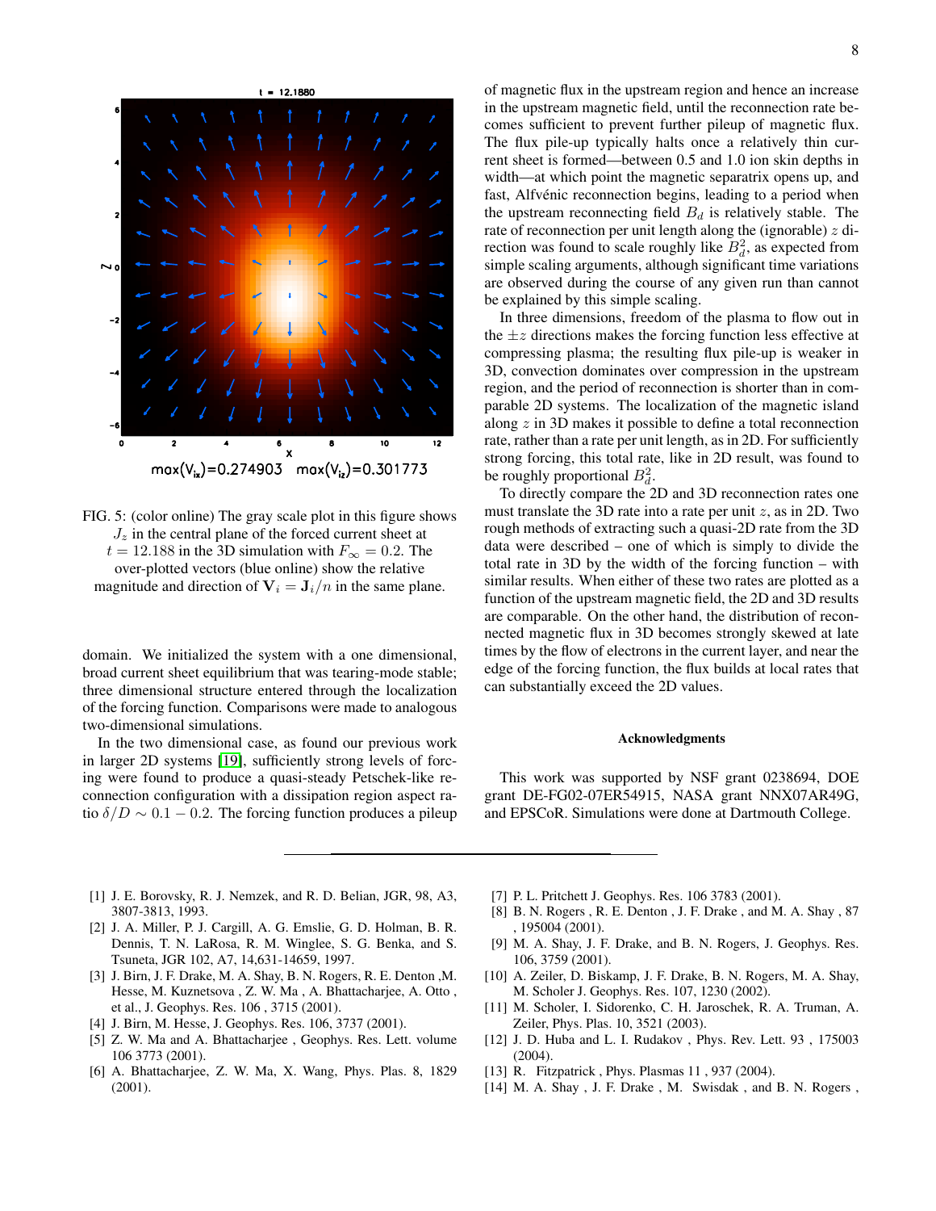FIG. 5: (color online) The gray scale plot in this figure shows $J_z$ in the central plane of the forced current sheet at $t = 12.188$ in the 3D simulation with $F_\infty = 0.2$. The over-plotted vectors (blue online) show the relative magnitude and direction of $\mathbf{V}_i = \mathbf{J}_i/n$ in the same plane.

domain. We initialized the system with a one dimensional, broad current sheet equilibrium that was tearing-mode stable; three dimensional structure entered through the localization of the forcing function. Comparisons were made to analogous two-dimensional simulations.

In the two dimensional case, as found our previous work in larger 2D systems [19], sufficiently strong levels of forcing were found to produce a quasi-steady Petschek-like reconnection configuration with a dissipation region aspect ratio $\delta/D \sim 0.1 - 0.2$. The forcing function produces a pileup of magnetic flux in the upstream region and hence an increase in the upstream magnetic field, until the reconnection rate becomes sufficient to prevent further pileup of magnetic flux. The flux pile-up typically halts once a relatively thin current sheet is formed—between 0.5 and 1.0 ion skin depths in width—at which point the magnetic separatrix opens up, and fast, Alfvénic reconnection begins, leading to a period when the upstream reconnecting field $B_d$ is relatively stable. The rate of reconnection per unit length along the (ignorable) $z$ direction was found to scale roughly like $B_d^2$, as expected from simple scaling arguments, although significant time variations are observed during the course of any given run than cannot be explained by this simple scaling.

In three dimensions, freedom of the plasma to flow out in the $\pm z$ directions makes the forcing function less effective at compressing plasma; the resulting flux pile-up is weaker in 3D, convection dominates over compression in the upstream region, and the period of reconnection is shorter than in comparable 2D systems. The localization of the magnetic island along $z$ in 3D makes it possible to define a total reconnection rate, rather than a rate per unit length, as in 2D. For sufficiently strong forcing, this total rate, like in 2D result, was found to be roughly proportional $B_d^2$.

To directly compare the 2D and 3D reconnection rates one must translate the 3D rate into a rate per unit $z$, as in 2D. Two rough methods of extracting such a quasi-2D rate from the 3D data were described – one of which is simply to divide the total rate in 3D by the width of the forcing function – with similar results. When either of these two rates are plotted as a function of the upstream magnetic field, the 2D and 3D results are comparable. On the other hand, the distribution of reconnected magnetic flux in 3D becomes strongly skewed at late times by the flow of electrons in the current layer, and near the edge of the forcing function, the flux builds at local rates that can substantially exceed the 2D values.

### Acknowledgments

This work was supported by NSF grant 0238694, DOE grant DE-FG02-07ER54915, NASA grant NNX07AR49G, and EPSCoR. Simulations were done at Dartmouth College.

---

[1] J. E. Borovsky, R. J. Nemzek, and R. D. Belian, JGR, 98, A3, 3807-3813, 1993.

[2] J. A. Miller, P. J. Cargill, A. G. Emslie, G. D. Holman, B. R. Dennis, T. N. LaRosa, R. M. Winglee, S. G. Benka, and S. Tsuneta, JGR 102, A7, 14,631-14659, 1997.

[3] J. Birn, J. F. Drake, M. A. Shay, B. N. Rogers, R. E. Denton ,M. Hesse, M. Kuznetsova , Z. W. Ma , A. Bhattacharjee, A. Otto , et al., J. Geophys. Res. 106 , 3715 (2001).

[4] J. Birn, M. Hesse, J. Geophys. Res. 106, 3737 (2001).

[5] Z. W. Ma and A. Bhattacharjee , Geophys. Res. Lett. volume 106 3773 (2001).

[6] A. Bhattacharjee, Z. W. Ma, X. Wang, Phys. Plas. 8, 1829 (2001).

[7] P. L. Pritchett J. Geophys. Res. 106 3783 (2001).

[8] B. N. Rogers , R. E. Denton , J. F. Drake , and M. A. Shay , 87 , 195004 (2001).

[9] M. A. Shay, J. F. Drake, and B. N. Rogers, J. Geophys. Res. 106, 3759 (2001).

[10] A. Zeiler, D. Biskamp, J. F. Drake, B. N. Rogers, M. A. Shay, M. Scholer J. Geophys. Res. 107, 1230 (2002).

[11] M. Scholer, I. Sidorenko, C. H. Jaroschek, R. A. Truman, A. Zeiler, Phys. Plas. 10, 3521 (2003).

[12] J. D. Huba and L. I. Rudakov , Phys. Rev. Lett. 93 , 175003 (2004).

[13] R. Fitzpatrick , Phys. Plasmas 11 , 937 (2004).

[14] M. A. Shay , J. F. Drake , M. Swisdak , and B. N. Rogers ,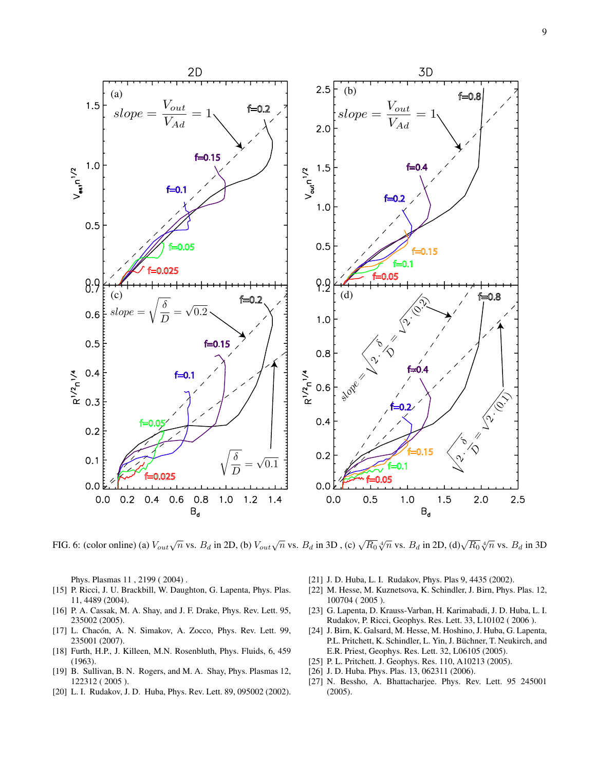FIG. 6: (color online) (a) $V_{out}\sqrt{n}$ vs. $B_d$ in 2D, (b) $V_{out}\sqrt{n}$ vs. $B_d$ in 3D , (c) $\sqrt{R_0}\sqrt[4]{n}$ vs. $B_d$ in 2D, (d)$\sqrt{R_0}\sqrt[4]{n}$ vs. $B_d$ in 3D

Phys. Plasmas 11 , 2199 ( 2004) .

[15] P. Ricci, J. U. Brackbill, W. Daughton, G. Lapenta, Phys. Plas. 11, 4489 (2004).

[16] P. A. Cassak, M. A. Shay, and J. F. Drake, Phys. Rev. Lett. 95, 235002 (2005).

[17] L. Chacón, A. N. Simakov, A. Zocco, Phys. Rev. Lett. 99, 235001 (2007).

[18] Furth, H.P., J. Killeen, M.N. Rosenbluth, Phys. Fluids, 6, 459 (1963).

[19] B. Sullivan, B. N. Rogers, and M. A. Shay, Phys. Plasmas 12, 122312 ( 2005 ).

[20] L. I. Rudakov, J. D. Huba, Phys. Rev. Lett. 89, 095002 (2002).

[21] J. D. Huba, L. I. Rudakov, Phys. Plas 9, 4435 (2002).

[22] M. Hesse, M. Kuznetsova, K. Schindler, J. Birn, Phys. Plas. 12, 100704 ( 2005 ).

[23] G. Lapenta, D. Krauss-Varban, H. Karimabadi, J. D. Huba, L. I. Rudakov, P. Ricci, Geophys. Res. Lett. 33, L10102 ( 2006 ).

[24] J. Birn, K. Galsard, M. Hesse, M. Hoshino, J. Huba, G. Lapenta, P.L. Pritchett, K. Schindler, L. Yin, J. Büchner, T. Neukirch, and E.R. Priest, Geophys. Res. Lett. 32, L06105 (2005).

[25] P. L. Pritchett. J. Geophys. Res. 110, A10213 (2005).

[26] J. D. Huba. Phys. Plas. 13, 062311 (2006).

[27] N. Bessho, A. Bhattacharjee. Phys. Rev. Lett. 95 245001 (2005).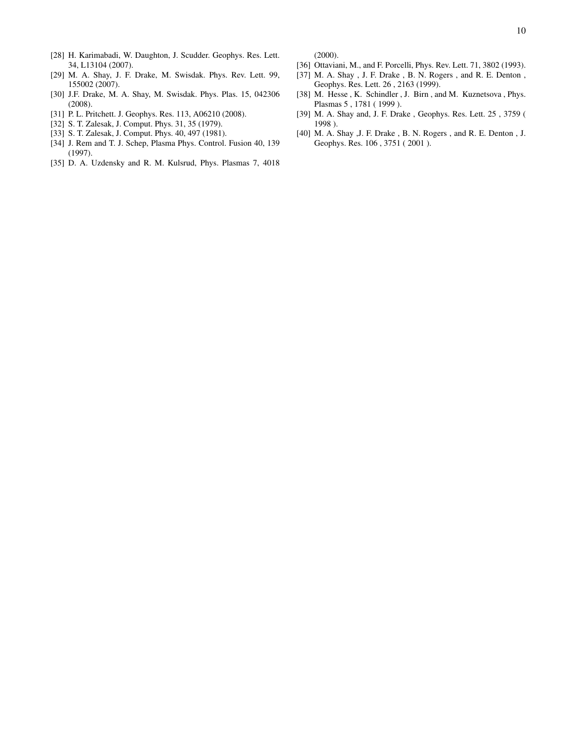[28] H. Karimabadi, W. Daughton, J. Scudder. Geophys. Res. Lett. 34, L13104 (2007).

[29] M. A. Shay, J. F. Drake, M. Swisdak. Phys. Rev. Lett. 99, 155002 (2007).

[30] J.F. Drake, M. A. Shay, M. Swisdak. Phys. Plas. 15, 042306 (2008).

[31] P. L. Pritchett. J. Geophys. Res. 113, A06210 (2008).

[32] S. T. Zalesak, J. Comput. Phys. 31, 35 (1979).

[33] S. T. Zalesak, J. Comput. Phys. 40, 497 (1981).

[34] J. Rem and T. J. Schep, Plasma Phys. Control. Fusion 40, 139 (1997).

[35] D. A. Uzdensky and R. M. Kulsrud, Phys. Plasmas 7, 4018 (2000).

[36] Ottaviani, M., and F. Porcelli, Phys. Rev. Lett. 71, 3802 (1993).

[37] M. A. Shay , J. F. Drake , B. N. Rogers , and R. E. Denton , Geophys. Res. Lett. 26 , 2163 (1999).

[38] M. Hesse , K. Schindler , J. Birn , and M. Kuznetsova , Phys. Plasmas 5 , 1781 ( 1999 ).

[39] M. A. Shay and, J. F. Drake , Geophys. Res. Lett. 25 , 3759 ( 1998 ).

[40] M. A. Shay ,J. F. Drake , B. N. Rogers , and R. E. Denton , J. Geophys. Res. 106 , 3751 ( 2001 ).